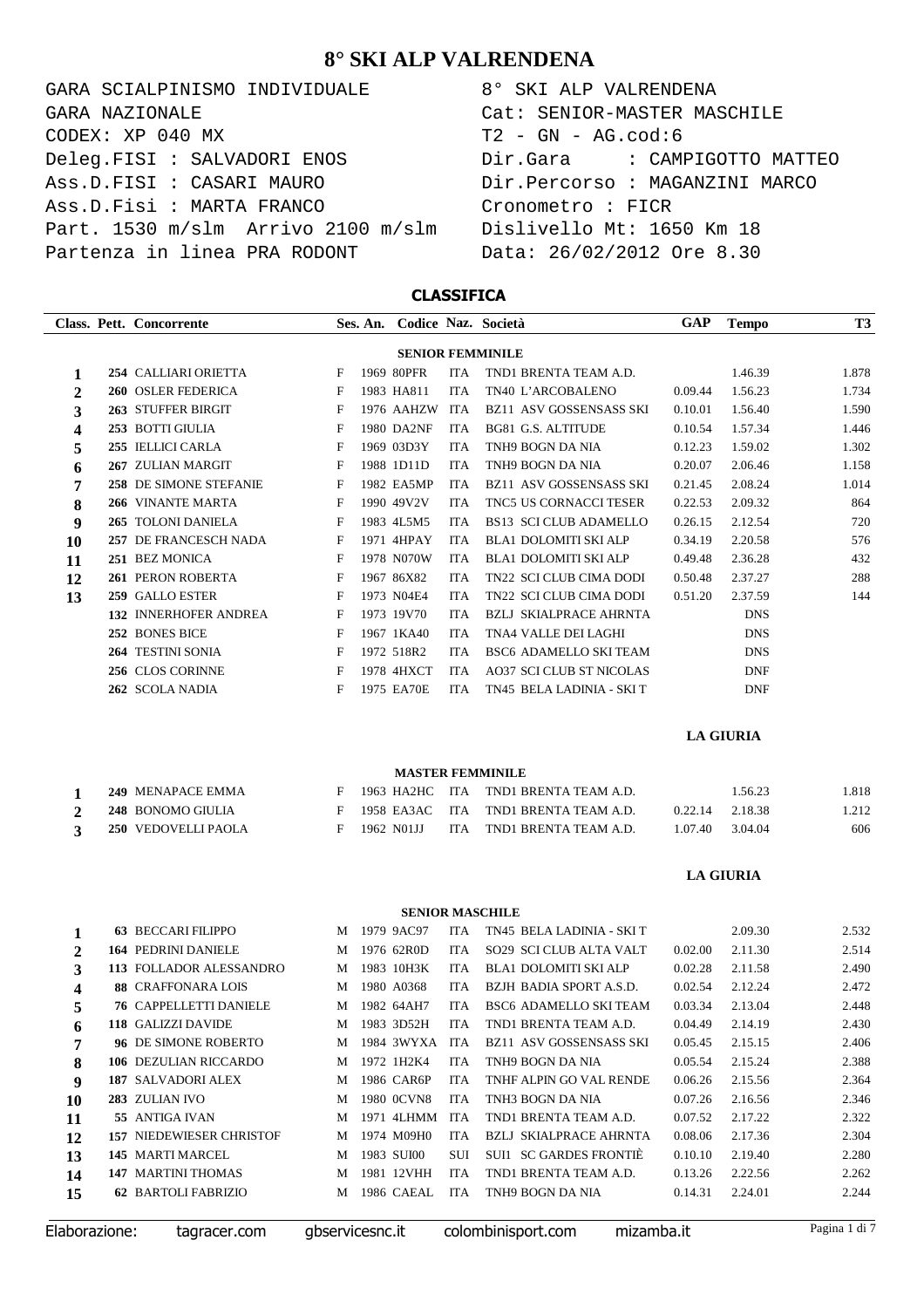# 8° SKI ALP VALRENDENA

GARA SCIALPINISMO INDIVIDUALE
GARA NAZIONALE
CODEX: XP 040 MX
Deleg.FISI : SALVADORI ENOS
Ass.D.FISI : CASARI MAURO
Ass.D.Fisi : MARTA FRANCO
Part. 1530 m/slm Arrivo 2100 m/slm
Partenza in linea PRA RODONT

8° SKI ALP VALRENDENA
Cat: SENIOR-MASTER MASCHILE
T2 - GN - AG.cod:6
Dir.Gara : CAMPIGOTTO MATTEO
Dir.Percorso : MAGANZINI MARCO
Cronometro : FICR
Dislivello Mt: 1650 Km 18
Data: 26/02/2012 Ore 8.30

## CLASSIFICA

| Class. | Pett. | Concorrente | Ses. | An. | Codice | Naz. | Società | GAP | Tempo | T3 |
|---|---|---|---|---|---|---|---|---|---|---|
| | | **SENIOR FEMMINILE** | | | | | | | | |
| 1 | 254 | CALLIARI ORIETTA | F | 1969 | 80PFR | ITA | TND1 BRENTA TEAM A.D. | | 1.46.39 | 1.878 |
| 2 | 260 | OSLER FEDERICA | F | 1983 | HA811 | ITA | TN40 L'ARCOBALENO | 0.09.44 | 1.56.23 | 1.734 |
| 3 | 263 | STUFFER BIRGIT | F | 1976 | AAHZW | ITA | BZ11 ASV GOSSENSASS SKI | 0.10.01 | 1.56.40 | 1.590 |
| 4 | 253 | BOTTI GIULIA | F | 1980 | DA2NF | ITA | BG81 G.S. ALTITUDE | 0.10.54 | 1.57.34 | 1.446 |
| 5 | 255 | IELLICI CARLA | F | 1969 | 03D3Y | ITA | TNH9 BOGN DA NIA | 0.12.23 | 1.59.02 | 1.302 |
| 6 | 267 | ZULIAN MARGIT | F | 1988 | 1D11D | ITA | TNH9 BOGN DA NIA | 0.20.07 | 2.06.46 | 1.158 |
| 7 | 258 | DE SIMONE STEFANIE | F | 1982 | EA5MP | ITA | BZ11 ASV GOSSENSASS SKI | 0.21.45 | 2.08.24 | 1.014 |
| 8 | 266 | VINANTE MARTA | F | 1990 | 49V2V | ITA | TNC5 US CORNACCI TESER | 0.22.53 | 2.09.32 | 864 |
| 9 | 265 | TOLONI DANIELA | F | 1983 | 4L5M5 | ITA | BS13 SCI CLUB ADAMELLO | 0.26.15 | 2.12.54 | 720 |
| 10 | 257 | DE FRANCESCH NADA | F | 1971 | 4HPAY | ITA | BLA1 DOLOMITI SKI ALP | 0.34.19 | 2.20.58 | 576 |
| 11 | 251 | BEZ MONICA | F | 1978 | N070W | ITA | BLA1 DOLOMITI SKI ALP | 0.49.48 | 2.36.28 | 432 |
| 12 | 261 | PERON ROBERTA | F | 1967 | 86X82 | ITA | TN22 SCI CLUB CIMA DODI | 0.50.48 | 2.37.27 | 288 |
| 13 | 259 | GALLO ESTER | F | 1973 | N04E4 | ITA | TN22 SCI CLUB CIMA DODI | 0.51.20 | 2.37.59 | 144 |
| | 132 | INNERHOFER ANDREA | F | 1973 | 19V70 | ITA | BZLJ SKIALPRACE AHRNTA | | DNS | |
| | 252 | BONES BICE | F | 1967 | 1KA40 | ITA | TNA4 VALLE DEI LAGHI | | DNS | |
| | 264 | TESTINI SONIA | F | 1972 | 518R2 | ITA | BSC6 ADAMELLO SKI TEAM | | DNS | |
| | 256 | CLOS CORINNE | F | 1978 | 4HXCT | ITA | AO37 SCI CLUB ST NICOLAS | | DNF | |
| | 262 | SCOLA NADIA | F | 1975 | EA70E | ITA | TN45 BELA LADINIA - SKI T | | DNF | |

**LA GIURIA**

| Class. | Pett. | Concorrente | Ses. | An. | Codice | Naz. | Società | GAP | Tempo | T3 |
|---|---|---|---|---|---|---|---|---|---|---|
| | | **MASTER FEMMINILE** | | | | | | | | |
| 1 | 249 | MENAPACE EMMA | F | 1963 | HA2HC | ITA | TND1 BRENTA TEAM A.D. | | 1.56.23 | 1.818 |
| 2 | 248 | BONOMO GIULIA | F | 1958 | EA3AC | ITA | TND1 BRENTA TEAM A.D. | 0.22.14 | 2.18.38 | 1.212 |
| 3 | 250 | VEDOVELLI PAOLA | F | 1962 | N01JJ | ITA | TND1 BRENTA TEAM A.D. | 1.07.40 | 3.04.04 | 606 |

**LA GIURIA**

| Class. | Pett. | Concorrente | Ses. | An. | Codice | Naz. | Società | GAP | Tempo | T3 |
|---|---|---|---|---|---|---|---|---|---|---|
| | | **SENIOR MASCHILE** | | | | | | | | |
| 1 | 63 | BECCARI FILIPPO | M | 1979 | 9AC97 | ITA | TN45 BELA LADINIA - SKI T | | 2.09.30 | 2.532 |
| 2 | 164 | PEDRINI DANIELE | M | 1976 | 62R0D | ITA | SO29 SCI CLUB ALTA VALT | 0.02.00 | 2.11.30 | 2.514 |
| 3 | 113 | FOLLADOR ALESSANDRO | M | 1983 | 10H3K | ITA | BLA1 DOLOMITI SKI ALP | 0.02.28 | 2.11.58 | 2.490 |
| 4 | 88 | CRAFFONARA LOIS | M | 1980 | A0368 | ITA | BZJH BADIA SPORT A.S.D. | 0.02.54 | 2.12.24 | 2.472 |
| 5 | 76 | CAPPELLETTI DANIELE | M | 1982 | 64AH7 | ITA | BSC6 ADAMELLO SKI TEAM | 0.03.34 | 2.13.04 | 2.448 |
| 6 | 118 | GALIZZI DAVIDE | M | 1983 | 3D52H | ITA | TND1 BRENTA TEAM A.D. | 0.04.49 | 2.14.19 | 2.430 |
| 7 | 96 | DE SIMONE ROBERTO | M | 1984 | 3WYXA | ITA | BZ11 ASV GOSSENSASS SKI | 0.05.45 | 2.15.15 | 2.406 |
| 8 | 106 | DEZULIAN RICCARDO | M | 1972 | 1H2K4 | ITA | TNH9 BOGN DA NIA | 0.05.54 | 2.15.24 | 2.388 |
| 9 | 187 | SALVADORI ALEX | M | 1986 | CAR6P | ITA | TNHF ALPIN GO VAL RENDE | 0.06.26 | 2.15.56 | 2.364 |
| 10 | 283 | ZULIAN IVO | M | 1980 | 0CVN8 | ITA | TNH3 BOGN DA NIA | 0.07.26 | 2.16.56 | 2.346 |
| 11 | 55 | ANTIGA IVAN | M | 1971 | 4LHMM | ITA | TND1 BRENTA TEAM A.D. | 0.07.52 | 2.17.22 | 2.322 |
| 12 | 157 | NIEDEWIESER CHRISTOF | M | 1974 | M09H0 | ITA | BZLJ SKIALPRACE AHRNTA | 0.08.06 | 2.17.36 | 2.304 |
| 13 | 145 | MARTI MARCEL | M | 1983 | SUI00 | SUI | SUI1 SC GARDES FRONTIÈ | 0.10.10 | 2.19.40 | 2.280 |
| 14 | 147 | MARTINI THOMAS | M | 1981 | 12VHH | ITA | TND1 BRENTA TEAM A.D. | 0.13.26 | 2.22.56 | 2.262 |
| 15 | 62 | BARTOLI FABRIZIO | M | 1986 | CAEAL | ITA | TNH9 BOGN DA NIA | 0.14.31 | 2.24.01 | 2.244 |

Elaborazione: tagracer.com gbservicesnc.it colombinisport.com mizamba.it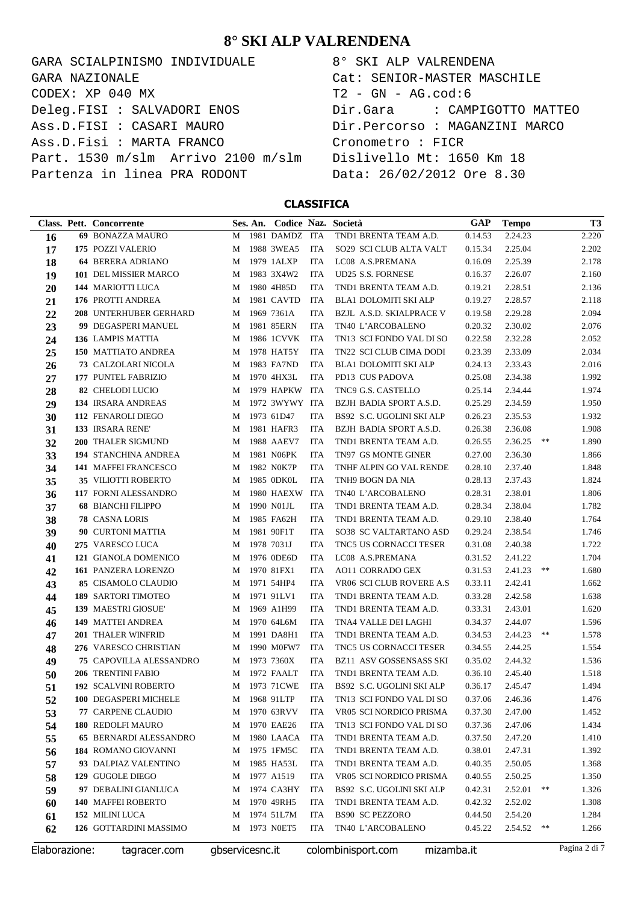# 8° SKI ALP VALRENDENA

```
GARA SCIALPINISMO INDIVIDUALE          8° SKI ALP VALRENDENA
GARA NAZIONALE                         Cat: SENIOR-MASTER MASCHILE
CODEX: XP 040 MX                       T2 - GN - AG.cod:6
Deleg.FISI : SALVADORI ENOS            Dir.Gara     : CAMPIGOTTO MATTEO
Ass.D.FISI : CASARI MAURO              Dir.Percorso : MAGANZINI MARCO
Ass.D.Fisi : MARTA FRANCO              Cronometro : FICR
Part. 1530 m/slm  Arrivo 2100 m/slm    Dislivello Mt: 1650 Km 18
Partenza in linea PRA RODONT           Data: 26/02/2012 Ore 8.30
```

## CLASSIFICA

| Class. | Pett. | Concorrente | Ses. | An. | Codice | Naz. | Società | GAP | Tempo | | T3 |
|---|---|---|---|---|---|---|---|---|---|---|---|
| 16 | 69 | BONAZZA MAURO | M | 1981 | DAMDZ | ITA | TND1 BRENTA TEAM A.D. | 0.14.53 | 2.24.23 | | 2.220 |
| 17 | 175 | POZZI VALERIO | M | 1988 | 3WEA5 | ITA | SO29 SCI CLUB ALTA VALT | 0.15.34 | 2.25.04 | | 2.202 |
| 18 | 64 | BERERA ADRIANO | M | 1979 | 1ALXP | ITA | LC08 A.S.PREMANA | 0.16.09 | 2.25.39 | | 2.178 |
| 19 | 101 | DEL MISSIER MARCO | M | 1983 | 3X4W2 | ITA | UD25 S.S. FORNESE | 0.16.37 | 2.26.07 | | 2.160 |
| 20 | 144 | MARIOTTI LUCA | M | 1980 | 4H85D | ITA | TND1 BRENTA TEAM A.D. | 0.19.21 | 2.28.51 | | 2.136 |
| 21 | 176 | PROTTI ANDREA | M | 1981 | CAVTD | ITA | BLA1 DOLOMITI SKI ALP | 0.19.27 | 2.28.57 | | 2.118 |
| 22 | 208 | UNTERHUBER GERHARD | M | 1969 | 7361A | ITA | BZJL A.S.D. SKIALPRACE V | 0.19.58 | 2.29.28 | | 2.094 |
| 23 | 99 | DEGASPERI MANUEL | M | 1981 | 85ERN | ITA | TN40 L'ARCOBALENO | 0.20.32 | 2.30.02 | | 2.076 |
| 24 | 136 | LAMPIS MATTIA | M | 1986 | 1CVVK | ITA | TN13 SCI FONDO VAL DI SO | 0.22.58 | 2.32.28 | | 2.052 |
| 25 | 150 | MATTIATO ANDREA | M | 1978 | HAT5Y | ITA | TN22 SCI CLUB CIMA DODI | 0.23.39 | 2.33.09 | | 2.034 |
| 26 | 73 | CALZOLARI NICOLA | M | 1983 | FA7ND | ITA | BLA1 DOLOMITI SKI ALP | 0.24.13 | 2.33.43 | | 2.016 |
| 27 | 177 | PUNTEL FABRIZIO | M | 1970 | 4HX3L | ITA | PD13 CUS PADOVA | 0.25.08 | 2.34.38 | | 1.992 |
| 28 | 82 | CHELODI LUCIO | M | 1979 | HAPKW | ITA | TNC9 G.S. CASTELLO | 0.25.14 | 2.34.44 | | 1.974 |
| 29 | 134 | IRSARA ANDREAS | M | 1972 | 3WYWY | ITA | BZJH BADIA SPORT A.S.D. | 0.25.29 | 2.34.59 | | 1.950 |
| 30 | 112 | FENAROLI DIEGO | M | 1973 | 61D47 | ITA | BS92 S.C. UGOLINI SKI ALP | 0.26.23 | 2.35.53 | | 1.932 |
| 31 | 133 | IRSARA RENE' | M | 1981 | HAFR3 | ITA | BZJH BADIA SPORT A.S.D. | 0.26.38 | 2.36.08 | | 1.908 |
| 32 | 200 | THALER SIGMUND | M | 1988 | AAEV7 | ITA | TND1 BRENTA TEAM A.D. | 0.26.55 | 2.36.25 | ** | 1.890 |
| 33 | 194 | STANCHINA ANDREA | M | 1981 | N06PK | ITA | TN97 GS MONTE GINER | 0.27.00 | 2.36.30 | | 1.866 |
| 34 | 141 | MAFFEI FRANCESCO | M | 1982 | N0K7P | ITA | TNHF ALPIN GO VAL RENDE | 0.28.10 | 2.37.40 | | 1.848 |
| 35 | 35 | VILIOTTI ROBERTO | M | 1985 | 0DK0L | ITA | TNH9 BOGN DA NIA | 0.28.13 | 2.37.43 | | 1.824 |
| 36 | 117 | FORNI ALESSANDRO | M | 1980 | HAEXW | ITA | TN40 L'ARCOBALENO | 0.28.31 | 2.38.01 | | 1.806 |
| 37 | 68 | BIANCHI FILIPPO | M | 1990 | N01JL | ITA | TND1 BRENTA TEAM A.D. | 0.28.34 | 2.38.04 | | 1.782 |
| 38 | 78 | CASNA LORIS | M | 1985 | FA62H | ITA | TND1 BRENTA TEAM A.D. | 0.29.10 | 2.38.40 | | 1.764 |
| 39 | 90 | CURTONI MATTIA | M | 1981 | 90F1T | ITA | SO38 SC VALTARTANO ASD | 0.29.24 | 2.38.54 | | 1.746 |
| 40 | 275 | VARESCO LUCA | M | 1978 | 7031J | ITA | TNC5 US CORNACCI TESER | 0.31.08 | 2.40.38 | | 1.722 |
| 41 | 121 | GIANOLA DOMENICO | M | 1976 | 0DE6D | ITA | LC08 A.S.PREMANA | 0.31.52 | 2.41.22 | | 1.704 |
| 42 | 161 | PANZERA LORENZO | M | 1970 | 81FX1 | ITA | AO11 CORRADO GEX | 0.31.53 | 2.41.23 | ** | 1.680 |
| 43 | 85 | CISAMOLO CLAUDIO | M | 1971 | 54HP4 | ITA | VR06 SCI CLUB ROVERE A.S | 0.33.11 | 2.42.41 | | 1.662 |
| 44 | 189 | SARTORI TIMOTEO | M | 1971 | 91LV1 | ITA | TND1 BRENTA TEAM A.D. | 0.33.28 | 2.42.58 | | 1.638 |
| 45 | 139 | MAESTRI GIOSUE' | M | 1969 | A1H99 | ITA | TND1 BRENTA TEAM A.D. | 0.33.31 | 2.43.01 | | 1.620 |
| 46 | 149 | MATTEI ANDREA | M | 1970 | 64L6M | ITA | TNA4 VALLE DEI LAGHI | 0.34.37 | 2.44.07 | | 1.596 |
| 47 | 201 | THALER WINFRID | M | 1991 | DA8H1 | ITA | TND1 BRENTA TEAM A.D. | 0.34.53 | 2.44.23 | ** | 1.578 |
| 48 | 276 | VARESCO CHRISTIAN | M | 1990 | M0FW7 | ITA | TNC5 US CORNACCI TESER | 0.34.55 | 2.44.25 | | 1.554 |
| 49 | 75 | CAPOVILLA ALESSANDRO | M | 1973 | 7360X | ITA | BZ11 ASV GOSSENSASS SKI | 0.35.02 | 2.44.32 | | 1.536 |
| 50 | 206 | TRENTINI FABIO | M | 1972 | FAALT | ITA | TND1 BRENTA TEAM A.D. | 0.36.10 | 2.45.40 | | 1.518 |
| 51 | 192 | SCALVINI ROBERTO | M | 1973 | 71CWE | ITA | BS92 S.C. UGOLINI SKI ALP | 0.36.17 | 2.45.47 | | 1.494 |
| 52 | 100 | DEGASPERI MICHELE | M | 1968 | 91LTP | ITA | TN13 SCI FONDO VAL DI SO | 0.37.06 | 2.46.36 | | 1.476 |
| 53 | 77 | CARPENE CLAUDIO | M | 1970 | 63RVV | ITA | VR05 SCI NORDICO PRISMA | 0.37.30 | 2.47.00 | | 1.452 |
| 54 | 180 | REDOLFI MAURO | M | 1970 | EAE26 | ITA | TN13 SCI FONDO VAL DI SO | 0.37.36 | 2.47.06 | | 1.434 |
| 55 | 65 | BERNARDI ALESSANDRO | M | 1980 | LAACA | ITA | TND1 BRENTA TEAM A.D. | 0.37.50 | 2.47.20 | | 1.410 |
| 56 | 184 | ROMANO GIOVANNI | M | 1975 | 1FM5C | ITA | TND1 BRENTA TEAM A.D. | 0.38.01 | 2.47.31 | | 1.392 |
| 57 | 93 | DALPIAZ VALENTINO | M | 1985 | HA53L | ITA | TND1 BRENTA TEAM A.D. | 0.40.35 | 2.50.05 | | 1.368 |
| 58 | 129 | GUGOLE DIEGO | M | 1977 | A1519 | ITA | VR05 SCI NORDICO PRISMA | 0.40.55 | 2.50.25 | | 1.350 |
| 59 | 97 | DEBALINI GIANLUCA | M | 1974 | CA3HY | ITA | BS92 S.C. UGOLINI SKI ALP | 0.42.31 | 2.52.01 | ** | 1.326 |
| 60 | 140 | MAFFEI ROBERTO | M | 1970 | 49RH5 | ITA | TND1 BRENTA TEAM A.D. | 0.42.32 | 2.52.02 | | 1.308 |
| 61 | 152 | MILINI LUCA | M | 1974 | 51L7M | ITA | BS90 SC PEZZORO | 0.44.50 | 2.54.20 | | 1.284 |
| 62 | 126 | GOTTARDINI MASSIMO | M | 1973 | N0ET5 | ITA | TN40 L'ARCOBALENO | 0.45.22 | 2.54.52 | ** | 1.266 |

Elaborazione: tagracer.com gbservicesnc.it colombinisport.com mizamba.it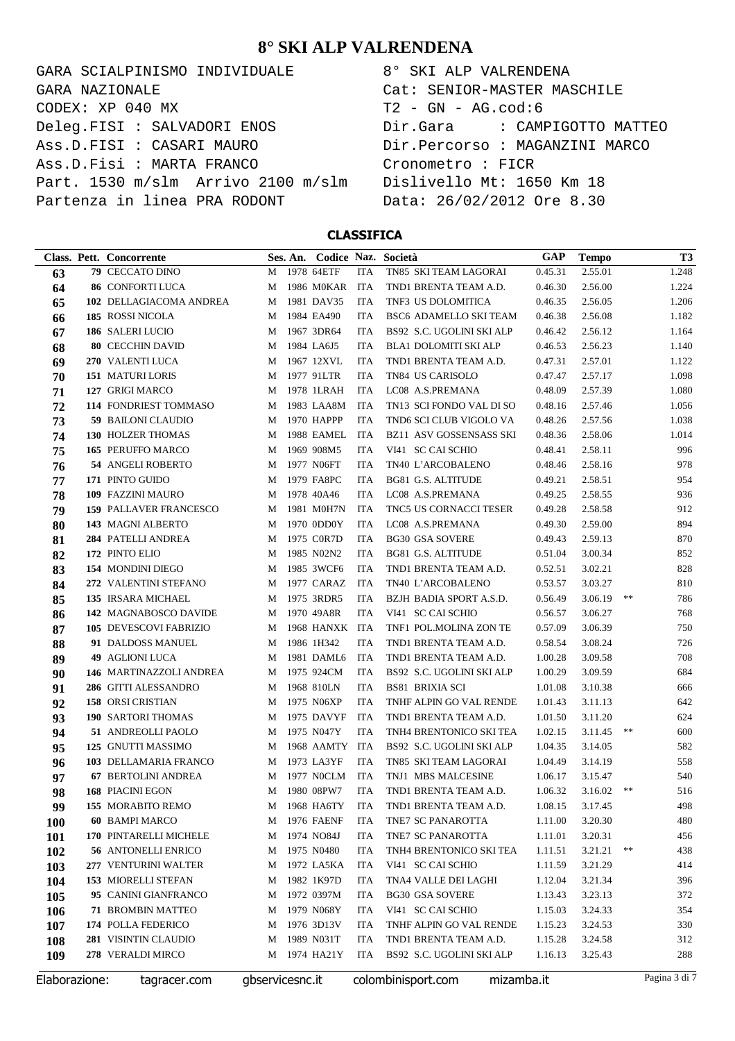# 8° SKI ALP VALRENDENA

GARA SCIALPINISMO INDIVIDUALE
GARA NAZIONALE
CODEX: XP 040 MX
Deleg.FISI : SALVADORI ENOS
Ass.D.FISI : CASARI MAURO
Ass.D.Fisi : MARTA FRANCO
Part. 1530 m/slm Arrivo 2100 m/slm
Partenza in linea PRA RODONT

8° SKI ALP VALRENDENA
Cat: SENIOR-MASTER MASCHILE
T2 - GN - AG.cod:6
Dir.Gara : CAMPIGOTTO MATTEO
Dir.Percorso : MAGANZINI MARCO
Cronometro : FICR
Dislivello Mt: 1650 Km 18
Data: 26/02/2012 Ore 8.30

## CLASSIFICA

| Class. | Pett. | Concorrente | Ses. | An. | Codice | Naz. | Società | GAP | Tempo | | T3 |
|---|---|---|---|---|---|---|---|---|---|---|---|
| 63 | 79 | CECCATO DINO | M | 1978 | 64ETF | ITA | TN85 SKI TEAM LAGORAI | 0.45.31 | 2.55.01 | | 1.248 |
| 64 | 86 | CONFORTI LUCA | M | 1986 | M0KAR | ITA | TND1 BRENTA TEAM A.D. | 0.46.30 | 2.56.00 | | 1.224 |
| 65 | 102 | DELLAGIACOMA ANDREA | M | 1981 | DAV35 | ITA | TNF3 US DOLOMITICA | 0.46.35 | 2.56.05 | | 1.206 |
| 66 | 185 | ROSSI NICOLA | M | 1984 | EA490 | ITA | BSC6 ADAMELLO SKI TEAM | 0.46.38 | 2.56.08 | | 1.182 |
| 67 | 186 | SALERI LUCIO | M | 1967 | 3DR64 | ITA | BS92 S.C. UGOLINI SKI ALP | 0.46.42 | 2.56.12 | | 1.164 |
| 68 | 80 | CECCHIN DAVID | M | 1984 | LA6J5 | ITA | BLA1 DOLOMITI SKI ALP | 0.46.53 | 2.56.23 | | 1.140 |
| 69 | 270 | VALENTI LUCA | M | 1967 | 12XVL | ITA | TND1 BRENTA TEAM A.D. | 0.47.31 | 2.57.01 | | 1.122 |
| 70 | 151 | MATURI LORIS | M | 1977 | 91LTR | ITA | TN84 US CARISOLO | 0.47.47 | 2.57.17 | | 1.098 |
| 71 | 127 | GRIGI MARCO | M | 1978 | 1LRAH | ITA | LC08 A.S.PREMANA | 0.48.09 | 2.57.39 | | 1.080 |
| 72 | 114 | FONDRIEST TOMMASO | M | 1983 | LAA8M | ITA | TN13 SCI FONDO VAL DI SO | 0.48.16 | 2.57.46 | | 1.056 |
| 73 | 59 | BAILONI CLAUDIO | M | 1970 | HAPPP | ITA | TND6 SCI CLUB VIGOLO VA | 0.48.26 | 2.57.56 | | 1.038 |
| 74 | 130 | HOLZER THOMAS | M | 1988 | EAMEL | ITA | BZ11 ASV GOSSENSASS SKI | 0.48.36 | 2.58.06 | | 1.014 |
| 75 | 165 | PERUFFO MARCO | M | 1969 | 908M5 | ITA | VI41 SC CAI SCHIO | 0.48.41 | 2.58.11 | | 996 |
| 76 | 54 | ANGELI ROBERTO | M | 1977 | N06FT | ITA | TN40 L'ARCOBALENO | 0.48.46 | 2.58.16 | | 978 |
| 77 | 171 | PINTO GUIDO | M | 1979 | FA8PC | ITA | BG81 G.S. ALTITUDE | 0.49.21 | 2.58.51 | | 954 |
| 78 | 109 | FAZZINI MAURO | M | 1978 | 40A46 | ITA | LC08 A.S.PREMANA | 0.49.25 | 2.58.55 | | 936 |
| 79 | 159 | PALLAVER FRANCESCO | M | 1981 | M0H7N | ITA | TNC5 US CORNACCI TESER | 0.49.28 | 2.58.58 | | 912 |
| 80 | 143 | MAGNI ALBERTO | M | 1970 | 0DD0Y | ITA | LC08 A.S.PREMANA | 0.49.30 | 2.59.00 | | 894 |
| 81 | 284 | PATELLI ANDREA | M | 1975 | C0R7D | ITA | BG30 GSA SOVERE | 0.49.43 | 2.59.13 | | 870 |
| 82 | 172 | PINTO ELIO | M | 1985 | N02N2 | ITA | BG81 G.S. ALTITUDE | 0.51.04 | 3.00.34 | | 852 |
| 83 | 154 | MONDINI DIEGO | M | 1985 | 3WCF6 | ITA | TND1 BRENTA TEAM A.D. | 0.52.51 | 3.02.21 | | 828 |
| 84 | 272 | VALENTINI STEFANO | M | 1977 | CARAZ | ITA | TN40 L'ARCOBALENO | 0.53.57 | 3.03.27 | | 810 |
| 85 | 135 | IRSARA MICHAEL | M | 1975 | 3RDR5 | ITA | BZJH BADIA SPORT A.S.D. | 0.56.49 | 3.06.19 | ** | 786 |
| 86 | 142 | MAGNABOSCO DAVIDE | M | 1970 | 49A8R | ITA | VI41 SC CAI SCHIO | 0.56.57 | 3.06.27 | | 768 |
| 87 | 105 | DEVESCOVI FABRIZIO | M | 1968 | HANXK | ITA | TNF1 POL.MOLINA ZON TE | 0.57.09 | 3.06.39 | | 750 |
| 88 | 91 | DALDOSS MANUEL | M | 1986 | 1H342 | ITA | TND1 BRENTA TEAM A.D. | 0.58.54 | 3.08.24 | | 726 |
| 89 | 49 | AGLIONI LUCA | M | 1981 | DAML6 | ITA | TND1 BRENTA TEAM A.D. | 1.00.28 | 3.09.58 | | 708 |
| 90 | 146 | MARTINAZZOLI ANDREA | M | 1975 | 924CM | ITA | BS92 S.C. UGOLINI SKI ALP | 1.00.29 | 3.09.59 | | 684 |
| 91 | 286 | GITTI ALESSANDRO | M | 1968 | 810LN | ITA | BS81 BRIXIA SCI | 1.01.08 | 3.10.38 | | 666 |
| 92 | 158 | ORSI CRISTIAN | M | 1975 | N06XP | ITA | TNHF ALPIN GO VAL RENDE | 1.01.43 | 3.11.13 | | 642 |
| 93 | 190 | SARTORI THOMAS | M | 1975 | DAVYF | ITA | TND1 BRENTA TEAM A.D. | 1.01.50 | 3.11.20 | | 624 |
| 94 | 51 | ANDREOLLI PAOLO | M | 1975 | N047Y | ITA | TNH4 BRENTONICO SKI TEA | 1.02.15 | 3.11.45 | ** | 600 |
| 95 | 125 | GNUTTI MASSIMO | M | 1968 | AAMTY | ITA | BS92 S.C. UGOLINI SKI ALP | 1.04.35 | 3.14.05 | | 582 |
| 96 | 103 | DELLAMARIA FRANCO | M | 1973 | LA3YF | ITA | TN85 SKI TEAM LAGORAI | 1.04.49 | 3.14.19 | | 558 |
| 97 | 67 | BERTOLINI ANDREA | M | 1977 | N0CLM | ITA | TNJ1 MBS MALCESINE | 1.06.17 | 3.15.47 | | 540 |
| 98 | 168 | PIACINI EGON | M | 1980 | 08PW7 | ITA | TND1 BRENTA TEAM A.D. | 1.06.32 | 3.16.02 | ** | 516 |
| 99 | 155 | MORABITO REMO | M | 1968 | HA6TY | ITA | TND1 BRENTA TEAM A.D. | 1.08.15 | 3.17.45 | | 498 |
| 100 | 60 | BAMPI MARCO | M | 1976 | FAENF | ITA | TNE7 SC PANAROTTA | 1.11.00 | 3.20.30 | | 480 |
| 101 | 170 | PINTARELLI MICHELE | M | 1974 | NO84J | ITA | TNE7 SC PANAROTTA | 1.11.01 | 3.20.31 | | 456 |
| 102 | 56 | ANTONELLI ENRICO | M | 1975 | N0480 | ITA | TNH4 BRENTONICO SKI TEA | 1.11.51 | 3.21.21 | ** | 438 |
| 103 | 277 | VENTURINI WALTER | M | 1972 | LA5KA | ITA | VI41 SC CAI SCHIO | 1.11.59 | 3.21.29 | | 414 |
| 104 | 153 | MIORELLI STEFAN | M | 1982 | 1K97D | ITA | TNA4 VALLE DEI LAGHI | 1.12.04 | 3.21.34 | | 396 |
| 105 | 95 | CANINI GIANFRANCO | M | 1972 | 0397M | ITA | BG30 GSA SOVERE | 1.13.43 | 3.23.13 | | 372 |
| 106 | 71 | BROMBIN MATTEO | M | 1979 | N068Y | ITA | VI41 SC CAI SCHIO | 1.15.03 | 3.24.33 | | 354 |
| 107 | 174 | POLLA FEDERICO | M | 1976 | 3D13V | ITA | TNHF ALPIN GO VAL RENDE | 1.15.23 | 3.24.53 | | 330 |
| 108 | 281 | VISINTIN CLAUDIO | M | 1989 | N031T | ITA | TND1 BRENTA TEAM A.D. | 1.15.28 | 3.24.58 | | 312 |
| 109 | 278 | VERALDI MIRCO | M | 1974 | HA21Y | ITA | BS92 S.C. UGOLINI SKI ALP | 1.16.13 | 3.25.43 | | 288 |

Elaborazione: tagracer.com gbservicesnc.it colombinisport.com mizamba.it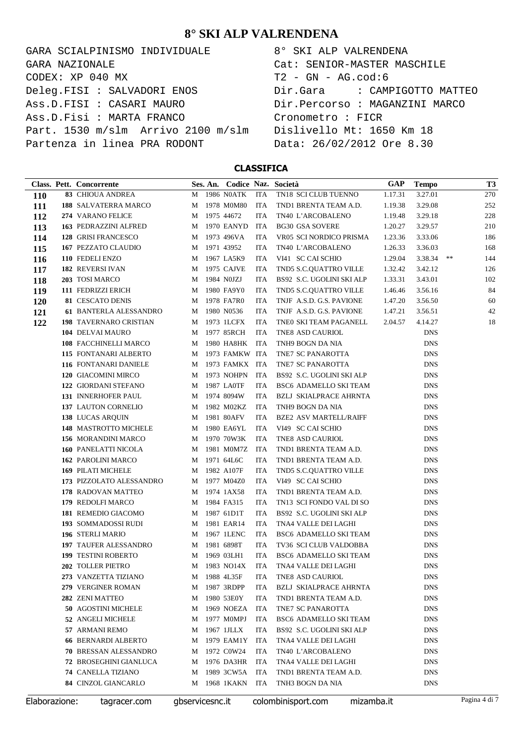# 8° SKI ALP VALRENDENA

GARA SCIALPINISMO INDIVIDUALE
GARA NAZIONALE
CODEX: XP 040 MX
Deleg.FISI : SALVADORI ENOS
Ass.D.FISI : CASARI MAURO
Ass.D.Fisi : MARTA FRANCO
Part. 1530 m/slm Arrivo 2100 m/slm
Partenza in linea PRA RODONT

8° SKI ALP VALRENDENA
Cat: SENIOR-MASTER MASCHILE
T2 - GN - AG.cod:6
Dir.Gara : CAMPIGOTTO MATTEO
Dir.Percorso : MAGANZINI MARCO
Cronometro : FICR
Dislivello Mt: 1650 Km 18
Data: 26/02/2012 Ore 8.30

## CLASSIFICA

| Class. | Pett. | Concorrente | Ses. | An. | Codice | Naz. | Società | GAP | Tempo | | T3 |
|---|---|---|---|---|---|---|---|---|---|---|---|
| 110 | 83 | CHIOUA ANDREA | M | 1986 | N0ATK | ITA | TN18 SCI CLUB TUENNO | 1.17.31 | 3.27.01 | | 270 |
| 111 | 188 | SALVATERRA MARCO | M | 1978 | M0M80 | ITA | TND1 BRENTA TEAM A.D. | 1.19.38 | 3.29.08 | | 252 |
| 112 | 274 | VARANO FELICE | M | 1975 | 44672 | ITA | TN40 L'ARCOBALENO | 1.19.48 | 3.29.18 | | 228 |
| 113 | 163 | PEDRAZZINI ALFRED | M | 1970 | EANYD | ITA | BG30 GSA SOVERE | 1.20.27 | 3.29.57 | | 210 |
| 114 | 128 | GRISI FRANCESCO | M | 1973 | 496VA | ITA | VR05 SCI NORDICO PRISMA | 1.23.36 | 3.33.06 | | 186 |
| 115 | 167 | PEZZATO CLAUDIO | M | 1971 | 43952 | ITA | TN40 L'ARCOBALENO | 1.26.33 | 3.36.03 | | 168 |
| 116 | 110 | FEDELI ENZO | M | 1967 | LA5K9 | ITA | VI41 SC CAI SCHIO | 1.29.04 | 3.38.34 | ** | 144 |
| 117 | 182 | REVERSI IVAN | M | 1975 | CAJVE | ITA | TND5 S.C.QUATTRO VILLE | 1.32.42 | 3.42.12 | | 126 |
| 118 | 203 | TOSI MARCO | M | 1984 | N0JZJ | ITA | BS92 S.C. UGOLINI SKI ALP | 1.33.31 | 3.43.01 | | 102 |
| 119 | 111 | FEDRIZZI ERICH | M | 1980 | FA9Y0 | ITA | TND5 S.C.QUATTRO VILLE | 1.46.46 | 3.56.16 | | 84 |
| 120 | 81 | CESCATO DENIS | M | 1978 | FA7R0 | ITA | TNJF A.S.D. G.S. PAVIONE | 1.47.20 | 3.56.50 | | 60 |
| 121 | 61 | BANTERLA ALESSANDRO | M | 1980 | N0536 | ITA | TNJF A.S.D. G.S. PAVIONE | 1.47.21 | 3.56.51 | | 42 |
| 122 | 198 | TAVERNARO CRISTIAN | M | 1973 | 1LCFX | ITA | TNE0 SKI TEAM PAGANELL | 2.04.57 | 4.14.27 | | 18 |
| | 104 | DELVAI MAURO | M | 1977 | 85RCH | ITA | TNE8 ASD CAURIOL | | DNS | | |
| | 108 | FACCHINELLI MARCO | M | 1980 | HA8HK | ITA | TNH9 BOGN DA NIA | | DNS | | |
| | 115 | FONTANARI ALBERTO | M | 1973 | FAMKW | ITA | TNE7 SC PANAROTTA | | DNS | | |
| | 116 | FONTANARI DANIELE | M | 1973 | FAMKX | ITA | TNE7 SC PANAROTTA | | DNS | | |
| | 120 | GIACOMINI MIRCO | M | 1973 | NOHPN | ITA | BS92 S.C. UGOLINI SKI ALP | | DNS | | |
| | 122 | GIORDANI STEFANO | M | 1987 | LA0TF | ITA | BSC6 ADAMELLO SKI TEAM | | DNS | | |
| | 131 | INNERHOFER PAUL | M | 1974 | 8094W | ITA | BZLJ SKIALPRACE AHRNTA | | DNS | | |
| | 137 | LAUTON CORNELIO | M | 1982 | M02KZ | ITA | TNH9 BOGN DA NIA | | DNS | | |
| | 138 | LUCAS ARQUIN | M | 1981 | 80AFV | ITA | BZE2 ASV MARTELL/RAIFF | | DNS | | |
| | 148 | MASTROTTO MICHELE | M | 1980 | EA6YL | ITA | VI49 SC CAI SCHIO | | DNS | | |
| | 156 | MORANDINI MARCO | M | 1970 | 70W3K | ITA | TNE8 ASD CAURIOL | | DNS | | |
| | 160 | PANELATTI NICOLA | M | 1981 | M0M7Z | ITA | TND1 BRENTA TEAM A.D. | | DNS | | |
| | 162 | PAROLINI MARCO | M | 1971 | 64L6C | ITA | TND1 BRENTA TEAM A.D. | | DNS | | |
| | 169 | PILATI MICHELE | M | 1982 | A107F | ITA | TND5 S.C.QUATTRO VILLE | | DNS | | |
| | 173 | PIZZOLATO ALESSANDRO | M | 1977 | M04Z0 | ITA | VI49 SC CAI SCHIO | | DNS | | |
| | 178 | RADOVAN MATTEO | M | 1974 | 1AX58 | ITA | TND1 BRENTA TEAM A.D. | | DNS | | |
| | 179 | REDOLFI MARCO | M | 1984 | FA315 | ITA | TN13 SCI FONDO VAL DI SO | | DNS | | |
| | 181 | REMEDIO GIACOMO | M | 1987 | 61D1T | ITA | BS92 S.C. UGOLINI SKI ALP | | DNS | | |
| | 193 | SOMMADOSSI RUDI | M | 1981 | EAR14 | ITA | TNA4 VALLE DEI LAGHI | | DNS | | |
| | 196 | STERLI MARIO | M | 1967 | 1LENC | ITA | BSC6 ADAMELLO SKI TEAM | | DNS | | |
| | 197 | TAUFER ALESSANDRO | M | 1981 | 6898T | ITA | TV36 SCI CLUB VALDOBBA | | DNS | | |
| | 199 | TESTINI ROBERTO | M | 1969 | 03LH1 | ITA | BSC6 ADAMELLO SKI TEAM | | DNS | | |
| | 202 | TOLLER PIETRO | M | 1983 | NO14X | ITA | TNA4 VALLE DEI LAGHI | | DNS | | |
| | 273 | VANZETTA TIZIANO | M | 1988 | 4L35F | ITA | TNE8 ASD CAURIOL | | DNS | | |
| | 279 | VERGINER ROMAN | M | 1987 | 3RDPP | ITA | BZLJ SKIALPRACE AHRNTA | | DNS | | |
| | 282 | ZENI MATTEO | M | 1980 | 53E0Y | ITA | TND1 BRENTA TEAM A.D. | | DNS | | |
| | 50 | AGOSTINI MICHELE | M | 1969 | NOEZA | ITA | TNE7 SC PANAROTTA | | DNS | | |
| | 52 | ANGELI MICHELE | M | 1977 | M0MPJ | ITA | BSC6 ADAMELLO SKI TEAM | | DNS | | |
| | 57 | ARMANI REMO | M | 1967 | 1JLLX | ITA | BS92 S.C. UGOLINI SKI ALP | | DNS | | |
| | 66 | BERNARDI ALBERTO | M | 1979 | EAM1Y | ITA | TNA4 VALLE DEI LAGHI | | DNS | | |
| | 70 | BRESSAN ALESSANDRO | M | 1972 | C0W24 | ITA | TN40 L'ARCOBALENO | | DNS | | |
| | 72 | BROSEGHINI GIANLUCA | M | 1976 | DA3HR | ITA | TNA4 VALLE DEI LAGHI | | DNS | | |
| | 74 | CANELLA TIZIANO | M | 1989 | 3CW5A | ITA | TND1 BRENTA TEAM A.D. | | DNS | | |
| | 84 | CINZOL GIANCARLO | M | 1968 | 1KAKN | ITA | TNH3 BOGN DA NIA | | DNS | | |

Elaborazione: tagracer.com gbservicesnc.it colombinisport.com mizamba.it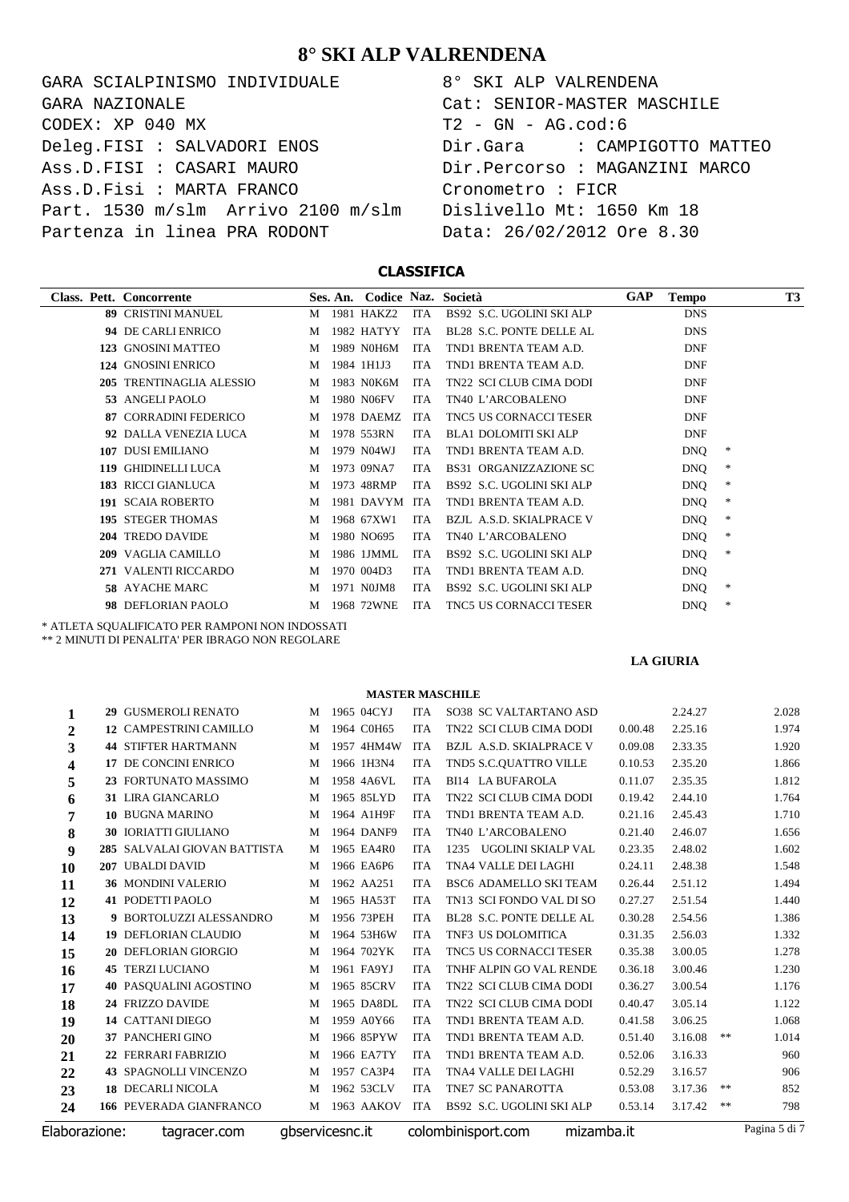# 8° SKI ALP VALRENDENA

| | |
|---|---|
| GARA SCIALPINISMO INDIVIDUALE | 8° SKI ALP VALRENDENA |
| GARA NAZIONALE | Cat: SENIOR-MASTER MASCHILE |
| CODEX: XP 040 MX | T2 - GN - AG.cod:6 |
| Deleg.FISI : SALVADORI ENOS | Dir.Gara : CAMPIGOTTO MATTEO |
| Ass.D.FISI : CASARI MAURO | Dir.Percorso : MAGANZINI MARCO |
| Ass.D.Fisi : MARTA FRANCO | Cronometro : FICR |
| Part. 1530 m/slm Arrivo 2100 m/slm | Dislivello Mt: 1650 Km 18 |
| Partenza in linea PRA RODONT | Data: 26/02/2012 Ore 8.30 |

## CLASSIFICA

| Class. | Pett. | Concorrente | Ses. | An. | Codice | Naz. | Società | GAP | Tempo | | T3 |
|---|---|---|---|---|---|---|---|---|---|---|---|
| | 89 | CRISTINI MANUEL | M | 1981 | HAKZ2 | ITA | BS92 S.C. UGOLINI SKI ALP | | DNS | | |
| | 94 | DE CARLI ENRICO | M | 1982 | HATYY | ITA | BL28 S.C. PONTE DELLE AL | | DNS | | |
| | 123 | GNOSINI MATTEO | M | 1989 | N0H6M | ITA | TND1 BRENTA TEAM A.D. | | DNF | | |
| | 124 | GNOSINI ENRICO | M | 1984 | 1H1J3 | ITA | TND1 BRENTA TEAM A.D. | | DNF | | |
| | 205 | TRENTINAGLIA ALESSIO | M | 1983 | N0K6M | ITA | TN22 SCI CLUB CIMA DODI | | DNF | | |
| | 53 | ANGELI PAOLO | M | 1980 | N06FV | ITA | TN40 L'ARCOBALENO | | DNF | | |
| | 87 | CORRADINI FEDERICO | M | 1978 | DAEMZ | ITA | TNC5 US CORNACCI TESER | | DNF | | |
| | 92 | DALLA VENEZIA LUCA | M | 1978 | 553RN | ITA | BLA1 DOLOMITI SKI ALP | | DNF | | |
| | 107 | DUSI EMILIANO | M | 1979 | N04WJ | ITA | TND1 BRENTA TEAM A.D. | | DNQ | * | |
| | 119 | GHIDINELLI LUCA | M | 1973 | 09NA7 | ITA | BS31 ORGANIZZAZIONE SC | | DNQ | * | |
| | 183 | RICCI GIANLUCA | M | 1973 | 48RMP | ITA | BS92 S.C. UGOLINI SKI ALP | | DNQ | * | |
| | 191 | SCAIA ROBERTO | M | 1981 | DAVYM | ITA | TND1 BRENTA TEAM A.D. | | DNQ | * | |
| | 195 | STEGER THOMAS | M | 1968 | 67XW1 | ITA | BZJL A.S.D. SKIALPRACE V | | DNQ | * | |
| | 204 | TREDO DAVIDE | M | 1980 | NO695 | ITA | TN40 L'ARCOBALENO | | DNQ | * | |
| | 209 | VAGLIA CAMILLO | M | 1986 | 1JMML | ITA | BS92 S.C. UGOLINI SKI ALP | | DNQ | * | |
| | 271 | VALENTI RICCARDO | M | 1970 | 004D3 | ITA | TND1 BRENTA TEAM A.D. | | DNQ | | |
| | 58 | AYACHE MARC | M | 1971 | N0JM8 | ITA | BS92 S.C. UGOLINI SKI ALP | | DNQ | * | |
| | 98 | DEFLORIAN PAOLO | M | 1968 | 72WNE | ITA | TNC5 US CORNACCI TESER | | DNQ | * | |

\* ATLETA SQUALIFICATO PER RAMPONI NON INDOSSATI

\*\* 2 MINUTI DI PENALITA' PER IBRAGO NON REGOLARE

**LA GIURIA**

### MASTER MASCHILE

| Class. | Pett. | Concorrente | Ses. | An. | Codice | Naz. | Società | GAP | Tempo | | T3 |
|---|---|---|---|---|---|---|---|---|---|---|---|
| 1 | 29 | GUSMEROLI RENATO | M | 1965 | 04CYJ | ITA | SO38 SC VALTARTANO ASD | | 2.24.27 | | 2.028 |
| 2 | 12 | CAMPESTRINI CAMILLO | M | 1964 | C0H65 | ITA | TN22 SCI CLUB CIMA DODI | 0.00.48 | 2.25.16 | | 1.974 |
| 3 | 44 | STIFTER HARTMANN | M | 1957 | 4HM4W | ITA | BZJL A.S.D. SKIALPRACE V | 0.09.08 | 2.33.35 | | 1.920 |
| 4 | 17 | DE CONCINI ENRICO | M | 1966 | 1H3N4 | ITA | TND5 S.C.QUATTRO VILLE | 0.10.53 | 2.35.20 | | 1.866 |
| 5 | 23 | FORTUNATO MASSIMO | M | 1958 | 4A6VL | ITA | BI14 LA BUFAROLA | 0.11.07 | 2.35.35 | | 1.812 |
| 6 | 31 | LIRA GIANCARLO | M | 1965 | 85LYD | ITA | TN22 SCI CLUB CIMA DODI | 0.19.42 | 2.44.10 | | 1.764 |
| 7 | 10 | BUGNA MARINO | M | 1964 | A1H9F | ITA | TND1 BRENTA TEAM A.D. | 0.21.16 | 2.45.43 | | 1.710 |
| 8 | 30 | IORIATTI GIULIANO | M | 1964 | DANF9 | ITA | TN40 L'ARCOBALENO | 0.21.40 | 2.46.07 | | 1.656 |
| 9 | 285 | SALVALAI GIOVAN BATTISTA | M | 1965 | EA4R0 | ITA | 1235 UGOLINI SKIALP VAL | 0.23.35 | 2.48.02 | | 1.602 |
| 10 | 207 | UBALDI DAVID | M | 1966 | EA6P6 | ITA | TNA4 VALLE DEI LAGHI | 0.24.11 | 2.48.38 | | 1.548 |
| 11 | 36 | MONDINI VALERIO | M | 1962 | AA251 | ITA | BSC6 ADAMELLO SKI TEAM | 0.26.44 | 2.51.12 | | 1.494 |
| 12 | 41 | PODETTI PAOLO | M | 1965 | HA53T | ITA | TN13 SCI FONDO VAL DI SO | 0.27.27 | 2.51.54 | | 1.440 |
| 13 | 9 | BORTOLUZZI ALESSANDRO | M | 1956 | 73PEH | ITA | BL28 S.C. PONTE DELLE AL | 0.30.28 | 2.54.56 | | 1.386 |
| 14 | 19 | DEFLORIAN CLAUDIO | M | 1964 | 53H6W | ITA | TNF3 US DOLOMITICA | 0.31.35 | 2.56.03 | | 1.332 |
| 15 | 20 | DEFLORIAN GIORGIO | M | 1964 | 702YK | ITA | TNC5 US CORNACCI TESER | 0.35.38 | 3.00.05 | | 1.278 |
| 16 | 45 | TERZI LUCIANO | M | 1961 | FA9YJ | ITA | TNHF ALPIN GO VAL RENDE | 0.36.18 | 3.00.46 | | 1.230 |
| 17 | 40 | PASQUALINI AGOSTINO | M | 1965 | 85CRV | ITA | TN22 SCI CLUB CIMA DODI | 0.36.27 | 3.00.54 | | 1.176 |
| 18 | 24 | FRIZZO DAVIDE | M | 1965 | DA8DL | ITA | TN22 SCI CLUB CIMA DODI | 0.40.47 | 3.05.14 | | 1.122 |
| 19 | 14 | CATTANI DIEGO | M | 1959 | A0Y66 | ITA | TND1 BRENTA TEAM A.D. | 0.41.58 | 3.06.25 | | 1.068 |
| 20 | 37 | PANCHERI GINO | M | 1966 | 85PYW | ITA | TND1 BRENTA TEAM A.D. | 0.51.40 | 3.16.08 | ** | 1.014 |
| 21 | 22 | FERRARI FABRIZIO | M | 1966 | EA7TY | ITA | TND1 BRENTA TEAM A.D. | 0.52.06 | 3.16.33 | | 960 |
| 22 | 43 | SPAGNOLLI VINCENZO | M | 1957 | CA3P4 | ITA | TNA4 VALLE DEI LAGHI | 0.52.29 | 3.16.57 | | 906 |
| 23 | 18 | DECARLI NICOLA | M | 1962 | 53CLV | ITA | TNE7 SC PANAROTTA | 0.53.08 | 3.17.36 | ** | 852 |
| 24 | 166 | PEVERADA GIANFRANCO | M | 1963 | AAKOV | ITA | BS92 S.C. UGOLINI SKI ALP | 0.53.14 | 3.17.42 | ** | 798 |

Elaborazione: tagracer.com gbservicesnc.it colombinisport.com mizamba.it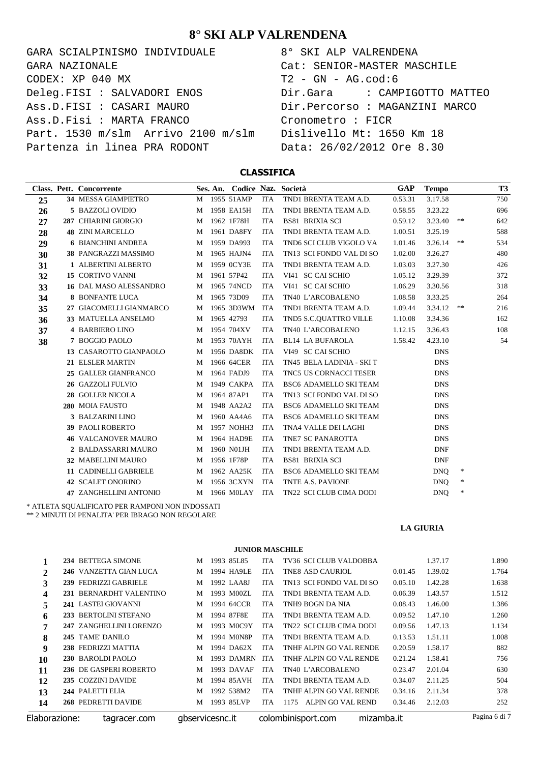# 8° SKI ALP VALRENDENA

GARA SCIALPINISMO INDIVIDUALE
GARA NAZIONALE
CODEX: XP 040 MX
Deleg.FISI : SALVADORI ENOS
Ass.D.FISI : CASARI MAURO
Ass.D.Fisi : MARTA FRANCO
Part. 1530 m/slm Arrivo 2100 m/slm
Partenza in linea PRA RODONT

8° SKI ALP VALRENDENA
Cat: SENIOR-MASTER MASCHILE
T2 - GN - AG.cod:6
Dir.Gara : CAMPIGOTTO MATTEO
Dir.Percorso : MAGANZINI MARCO
Cronometro : FICR
Dislivello Mt: 1650 Km 18
Data: 26/02/2012 Ore 8.30

## CLASSIFICA

| Class. | Pett. | Concorrente | Ses. | An. | Codice | Naz. | Società | GAP | Tempo | | T3 |
|---|---|---|---|---|---|---|---|---|---|---|---|
| 25 | 34 | MESSA GIAMPIETRO | M | 1955 | 51AMP | ITA | TND1 BRENTA TEAM A.D. | 0.53.31 | 3.17.58 | | 750 |
| 26 | 5 | BAZZOLI OVIDIO | M | 1958 | EA15H | ITA | TND1 BRENTA TEAM A.D. | 0.58.55 | 3.23.22 | | 696 |
| 27 | 287 | CHIARINI GIORGIO | M | 1962 | 1F78H | ITA | BS81 BRIXIA SCI | 0.59.12 | 3.23.40 | ** | 642 |
| 28 | 48 | ZINI MARCELLO | M | 1961 | DA8FY | ITA | TND1 BRENTA TEAM A.D. | 1.00.51 | 3.25.19 | | 588 |
| 29 | 6 | BIANCHINI ANDREA | M | 1959 | DA993 | ITA | TND6 SCI CLUB VIGOLO VA | 1.01.46 | 3.26.14 | ** | 534 |
| 30 | 38 | PANGRAZZI MASSIMO | M | 1965 | HAJN4 | ITA | TN13 SCI FONDO VAL DI SO | 1.02.00 | 3.26.27 | | 480 |
| 31 | 1 | ALBERTINI ALBERTO | M | 1959 | 0CY3E | ITA | TND1 BRENTA TEAM A.D. | 1.03.03 | 3.27.30 | | 426 |
| 32 | 15 | CORTIVO VANNI | M | 1961 | 57P42 | ITA | VI41 SC CAI SCHIO | 1.05.12 | 3.29.39 | | 372 |
| 33 | 16 | DAL MASO ALESSANDRO | M | 1965 | 74NCD | ITA | VI41 SC CAI SCHIO | 1.06.29 | 3.30.56 | | 318 |
| 34 | 8 | BONFANTE LUCA | M | 1965 | 73D09 | ITA | TN40 L'ARCOBALENO | 1.08.58 | 3.33.25 | | 264 |
| 35 | 27 | GIACOMELLI GIANMARCO | M | 1965 | 3D3WM | ITA | TND1 BRENTA TEAM A.D. | 1.09.44 | 3.34.12 | ** | 216 |
| 36 | 33 | MATUELLA ANSELMO | M | 1965 | 42793 | ITA | TND5 S.C.QUATTRO VILLE | 1.10.08 | 3.34.36 | | 162 |
| 37 | 4 | BARBIERO LINO | M | 1954 | 704XV | ITA | TN40 L'ARCOBALENO | 1.12.15 | 3.36.43 | | 108 |
| 38 | 7 | BOGGIO PAOLO | M | 1953 | 70AYH | ITA | BL14 LA BUFAROLA | 1.58.42 | 4.23.10 | | 54 |
| | 13 | CASAROTTO GIANPAOLO | M | 1956 | DA8DK | ITA | VI49 SC CAI SCHIO | | DNS | | |
| | 21 | ELSLER MARTIN | M | 1966 | 64CER | ITA | TN45 BELA LADINIA - SKI T | | DNS | | |
| | 25 | GALLER GIANFRANCO | M | 1964 | FADJ9 | ITA | TNC5 US CORNACCI TESER | | DNS | | |
| | 26 | GAZZOLI FULVIO | M | 1949 | CAKPA | ITA | BSC6 ADAMELLO SKI TEAM | | DNS | | |
| | 28 | GOLLER NICOLA | M | 1964 | 87AP1 | ITA | TN13 SCI FONDO VAL DI SO | | DNS | | |
| | 280 | MOIA FAUSTO | M | 1948 | AA2A2 | ITA | BSC6 ADAMELLO SKI TEAM | | DNS | | |
| | 3 | BALZARINI LINO | M | 1960 | AA4A6 | ITA | BSC6 ADAMELLO SKI TEAM | | DNS | | |
| | 39 | PAOLI ROBERTO | M | 1957 | NOHH3 | ITA | TNA4 VALLE DEI LAGHI | | DNS | | |
| | 46 | VALCANOVER MAURO | M | 1964 | HAD9E | ITA | TNE7 SC PANAROTTA | | DNS | | |
| | 2 | BALDASSARRI MAURO | M | 1960 | N01JH | ITA | TND1 BRENTA TEAM A.D. | | DNF | | |
| | 32 | MABELLINI MAURO | M | 1956 | 1F78P | ITA | BS81 BRIXIA SCI | | DNF | | |
| | 11 | CADINELLI GABRIELE | M | 1962 | AA25K | ITA | BSC6 ADAMELLO SKI TEAM | | DNQ | * | |
| | 42 | SCALET ONORINO | M | 1956 | 3CXYN | ITA | TNTE A.S. PAVIONE | | DNQ | * | |
| | 47 | ZANGHELLINI ANTONIO | M | 1966 | M0LAY | ITA | TN22 SCI CLUB CIMA DODI | | DNQ | * | |

\* ATLETA SQUALIFICATO PER RAMPONI NON INDOSSATI
\** 2 MINUTI DI PENALITA' PER IBRAGO NON REGOLARE

**LA GIURIA**

### JUNIOR MASCHILE

| Class. | Pett. | Concorrente | Ses. | An. | Codice | Naz. | Società | GAP | Tempo | T3 |
|---|---|---|---|---|---|---|---|---|---|---|
| 1 | 234 | BETTEGA SIMONE | M | 1993 | 85L85 | ITA | TV36 SCI CLUB VALDOBBA | | 1.37.17 | 1.890 |
| 2 | 246 | VANZETTA GIAN LUCA | M | 1994 | HA9LE | ITA | TNE8 ASD CAURIOL | 0.01.45 | 1.39.02 | 1.764 |
| 3 | 239 | FEDRIZZI GABRIELE | M | 1992 | LAA8J | ITA | TN13 SCI FONDO VAL DI SO | 0.05.10 | 1.42.28 | 1.638 |
| 4 | 231 | BERNARDHT VALENTINO | M | 1993 | M00ZL | ITA | TND1 BRENTA TEAM A.D. | 0.06.39 | 1.43.57 | 1.512 |
| 5 | 241 | LASTEI GIOVANNI | M | 1994 | 64CCR | ITA | TNH9 BOGN DA NIA | 0.08.43 | 1.46.00 | 1.386 |
| 6 | 233 | BERTOLINI STEFANO | M | 1994 | 87F8E | ITA | TND1 BRENTA TEAM A.D. | 0.09.52 | 1.47.10 | 1.260 |
| 7 | 247 | ZANGHELLINI LORENZO | M | 1993 | M0C9Y | ITA | TN22 SCI CLUB CIMA DODI | 0.09.56 | 1.47.13 | 1.134 |
| 8 | 245 | TAME' DANILO | M | 1994 | M0N8P | ITA | TND1 BRENTA TEAM A.D. | 0.13.53 | 1.51.11 | 1.008 |
| 9 | 238 | FEDRIZZI MATTIA | M | 1994 | DA62X | ITA | TNHF ALPIN GO VAL RENDE | 0.20.59 | 1.58.17 | 882 |
| 10 | 230 | BAROLDI PAOLO | M | 1993 | DAMRN | ITA | TNHF ALPIN GO VAL RENDE | 0.21.24 | 1.58.41 | 756 |
| 11 | 236 | DE GASPERI ROBERTO | M | 1993 | DAVAF | ITA | TN40 L'ARCOBALENO | 0.23.47 | 2.01.04 | 630 |
| 12 | 235 | COZZINI DAVIDE | M | 1994 | 85AVH | ITA | TND1 BRENTA TEAM A.D. | 0.34.07 | 2.11.25 | 504 |
| 13 | 244 | PALETTI ELIA | M | 1992 | 538M2 | ITA | TNHF ALPIN GO VAL RENDE | 0.34.16 | 2.11.34 | 378 |
| 14 | 268 | PEDRETTI DAVIDE | M | 1993 | 85LVP | ITA | 1175 ALPIN GO VAL REND | 0.34.46 | 2.12.03 | 252 |

Elaborazione: tagracer.com gbservicesnc.it colombinisport.com mizamba.it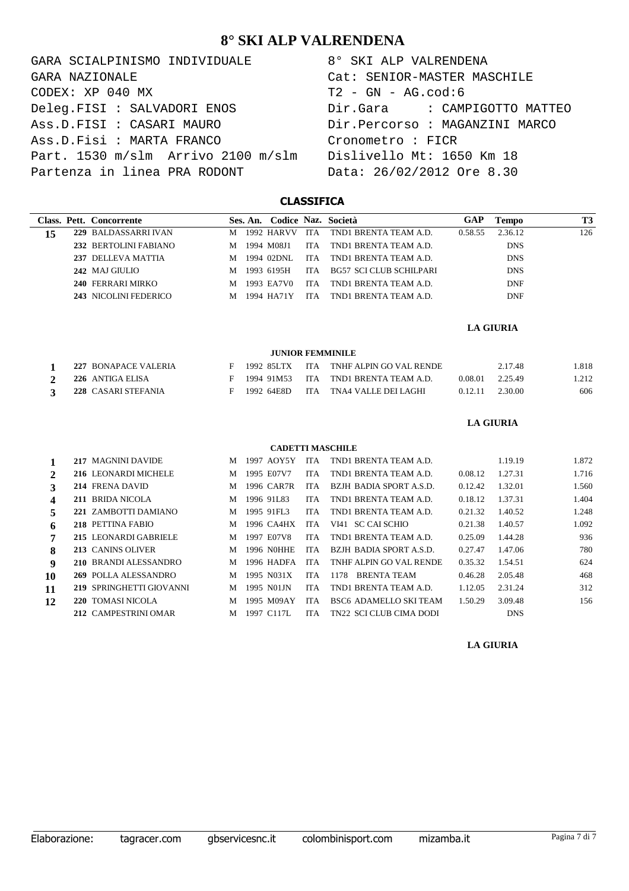# 8° SKI ALP VALRENDENA

GARA SCIALPINISMO INDIVIDUALE
GARA NAZIONALE
CODEX: XP 040 MX
Deleg.FISI : SALVADORI ENOS
Ass.D.FISI : CASARI MAURO
Ass.D.Fisi : MARTA FRANCO
Part. 1530 m/slm Arrivo 2100 m/slm
Partenza in linea PRA RODONT

8° SKI ALP VALRENDENA
Cat: SENIOR-MASTER MASCHILE
T2 - GN - AG.cod:6
Dir.Gara : CAMPIGOTTO MATTEO
Dir.Percorso : MAGANZINI MARCO
Cronometro : FICR
Dislivello Mt: 1650 Km 18
Data: 26/02/2012 Ore 8.30

## CLASSIFICA

| Class. | Pett. | Concorrente | Ses. | An. | Codice | Naz. | Società | GAP | Tempo | T3 |
|---|---|---|---|---|---|---|---|---|---|---|
| 15 | 229 | BALDASSARRI IVAN | M | 1992 | HARVV | ITA | TND1 BRENTA TEAM A.D. | 0.58.55 | 2.36.12 | 126 |
| | 232 | BERTOLINI FABIANO | M | 1994 | M08J1 | ITA | TND1 BRENTA TEAM A.D. | | DNS | |
| | 237 | DELLEVA MATTIA | M | 1994 | 02DNL | ITA | TND1 BRENTA TEAM A.D. | | DNS | |
| | 242 | MAJ GIULIO | M | 1993 | 6195H | ITA | BG57 SCI CLUB SCHILPARI | | DNS | |
| | 240 | FERRARI MIRKO | M | 1993 | EA7V0 | ITA | TND1 BRENTA TEAM A.D. | | DNF | |
| | 243 | NICOLINI FEDERICO | M | 1994 | HA71Y | ITA | TND1 BRENTA TEAM A.D. | | DNF | |

**LA GIURIA**

### JUNIOR FEMMINILE

| Class. | Pett. | Concorrente | Ses. | An. | Codice | Naz. | Società | GAP | Tempo | T3 |
|---|---|---|---|---|---|---|---|---|---|---|
| 1 | 227 | BONAPACE VALERIA | F | 1992 | 85LTX | ITA | TNHF ALPIN GO VAL RENDE | | 2.17.48 | 1.818 |
| 2 | 226 | ANTIGA ELISA | F | 1994 | 91M53 | ITA | TND1 BRENTA TEAM A.D. | 0.08.01 | 2.25.49 | 1.212 |
| 3 | 228 | CASARI STEFANIA | F | 1992 | 64E8D | ITA | TNA4 VALLE DEI LAGHI | 0.12.11 | 2.30.00 | 606 |

**LA GIURIA**

### CADETTI MASCHILE

| Class. | Pett. | Concorrente | Ses. | An. | Codice | Naz. | Società | GAP | Tempo | T3 |
|---|---|---|---|---|---|---|---|---|---|---|
| 1 | 217 | MAGNINI DAVIDE | M | 1997 | AOY5Y | ITA | TND1 BRENTA TEAM A.D. | | 1.19.19 | 1.872 |
| 2 | 216 | LEONARDI MICHELE | M | 1995 | E07V7 | ITA | TND1 BRENTA TEAM A.D. | 0.08.12 | 1.27.31 | 1.716 |
| 3 | 214 | FRENA DAVID | M | 1996 | CAR7R | ITA | BZJH BADIA SPORT A.S.D. | 0.12.42 | 1.32.01 | 1.560 |
| 4 | 211 | BRIDA NICOLA | M | 1996 | 91L83 | ITA | TND1 BRENTA TEAM A.D. | 0.18.12 | 1.37.31 | 1.404 |
| 5 | 221 | ZAMBOTTI DAMIANO | M | 1995 | 91FL3 | ITA | TND1 BRENTA TEAM A.D. | 0.21.32 | 1.40.52 | 1.248 |
| 6 | 218 | PETTINA FABIO | M | 1996 | CA4HX | ITA | VI41 SC CAI SCHIO | 0.21.38 | 1.40.57 | 1.092 |
| 7 | 215 | LEONARDI GABRIELE | M | 1997 | E07V8 | ITA | TND1 BRENTA TEAM A.D. | 0.25.09 | 1.44.28 | 936 |
| 8 | 213 | CANINS OLIVER | M | 1996 | N0HHE | ITA | BZJH BADIA SPORT A.S.D. | 0.27.47 | 1.47.06 | 780 |
| 9 | 210 | BRANDI ALESSANDRO | M | 1996 | HADFA | ITA | TNHF ALPIN GO VAL RENDE | 0.35.32 | 1.54.51 | 624 |
| 10 | 269 | POLLA ALESSANDRO | M | 1995 | N031X | ITA | 1178 BRENTA TEAM | 0.46.28 | 2.05.48 | 468 |
| 11 | 219 | SPRINGHETTI GIOVANNI | M | 1995 | N01JN | ITA | TND1 BRENTA TEAM A.D. | 1.12.05 | 2.31.24 | 312 |
| 12 | 220 | TOMASI NICOLA | M | 1995 | M09AY | ITA | BSC6 ADAMELLO SKI TEAM | 1.50.29 | 3.09.48 | 156 |
| | 212 | CAMPESTRINI OMAR | M | 1997 | C117L | ITA | TN22 SCI CLUB CIMA DODI | | DNS | |

**LA GIURIA**

Elaborazione: tagracer.com gbservicesnc.it colombinisport.com mizamba.it